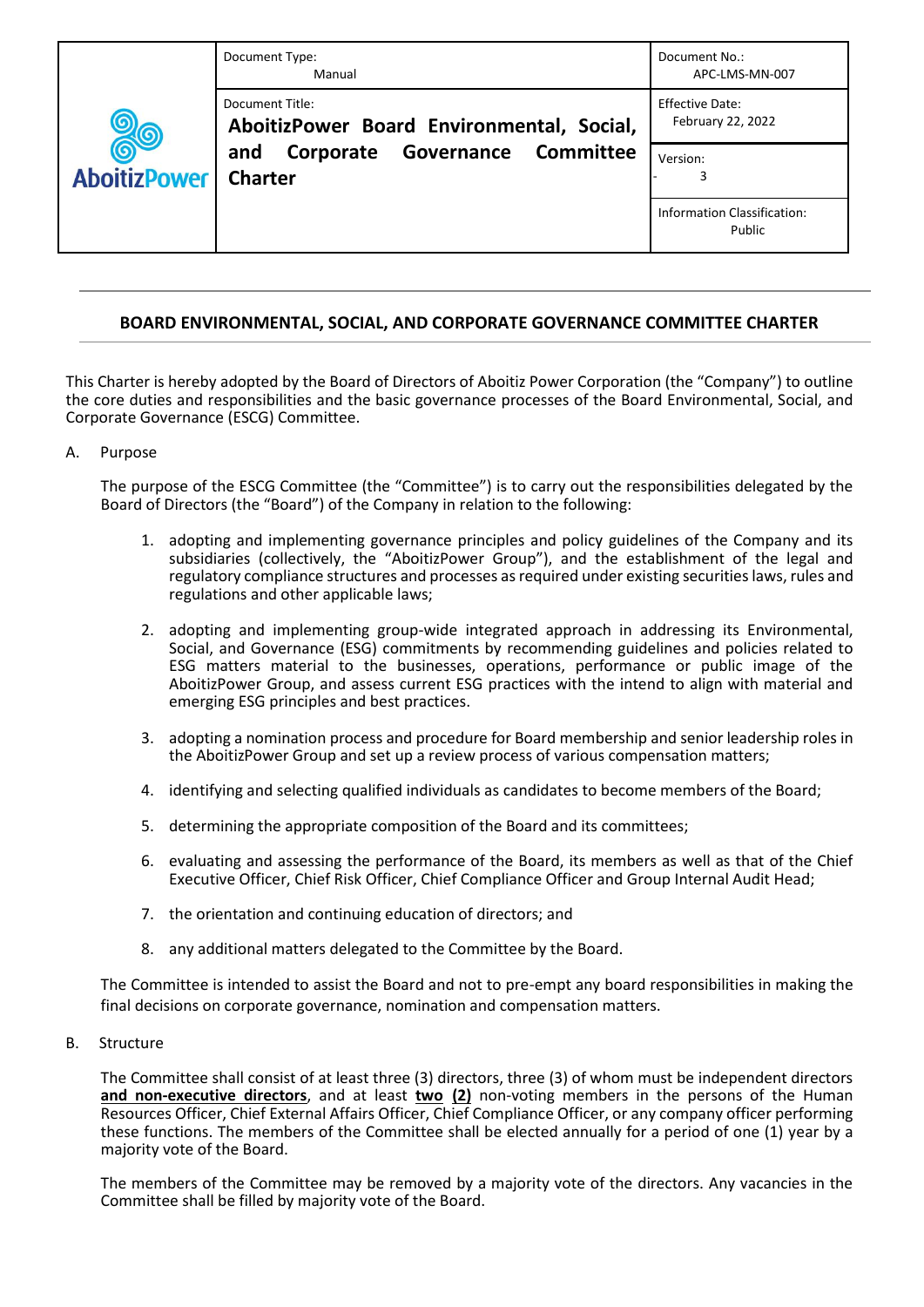| AboitizPower | Document Type: Manual | Document No.: APC-LMS-MN-007 |
|---|---|---|
| | Document Title: **AboitizPower Board Environmental, Social, and Corporate Governance Committee Charter** | Effective Date: February 22, 2022 |
| | | Version: 3 |
| | | Information Classification: Public |

## BOARD ENVIRONMENTAL, SOCIAL, AND CORPORATE GOVERNANCE COMMITTEE CHARTER

This Charter is hereby adopted by the Board of Directors of Aboitiz Power Corporation (the "Company") to outline the core duties and responsibilities and the basic governance processes of the Board Environmental, Social, and Corporate Governance (ESCG) Committee.

A. Purpose

The purpose of the ESCG Committee (the "Committee") is to carry out the responsibilities delegated by the Board of Directors (the "Board") of the Company in relation to the following:

1. adopting and implementing governance principles and policy guidelines of the Company and its subsidiaries (collectively, the "AboitizPower Group"), and the establishment of the legal and regulatory compliance structures and processes as required under existing securities laws, rules and regulations and other applicable laws;

2. adopting and implementing group-wide integrated approach in addressing its Environmental, Social, and Governance (ESG) commitments by recommending guidelines and policies related to ESG matters material to the businesses, operations, performance or public image of the AboitizPower Group, and assess current ESG practices with the intend to align with material and emerging ESG principles and best practices.

3. adopting a nomination process and procedure for Board membership and senior leadership roles in the AboitizPower Group and set up a review process of various compensation matters;

4. identifying and selecting qualified individuals as candidates to become members of the Board;

5. determining the appropriate composition of the Board and its committees;

6. evaluating and assessing the performance of the Board, its members as well as that of the Chief Executive Officer, Chief Risk Officer, Chief Compliance Officer and Group Internal Audit Head;

7. the orientation and continuing education of directors; and

8. any additional matters delegated to the Committee by the Board.

The Committee is intended to assist the Board and not to pre-empt any board responsibilities in making the final decisions on corporate governance, nomination and compensation matters.

B. Structure

The Committee shall consist of at least three (3) directors, three (3) of whom must be independent directors **and non-executive directors**, and at least **two (2)** non-voting members in the persons of the Human Resources Officer, Chief External Affairs Officer, Chief Compliance Officer, or any company officer performing these functions. The members of the Committee shall be elected annually for a period of one (1) year by a majority vote of the Board.

The members of the Committee may be removed by a majority vote of the directors. Any vacancies in the Committee shall be filled by majority vote of the Board.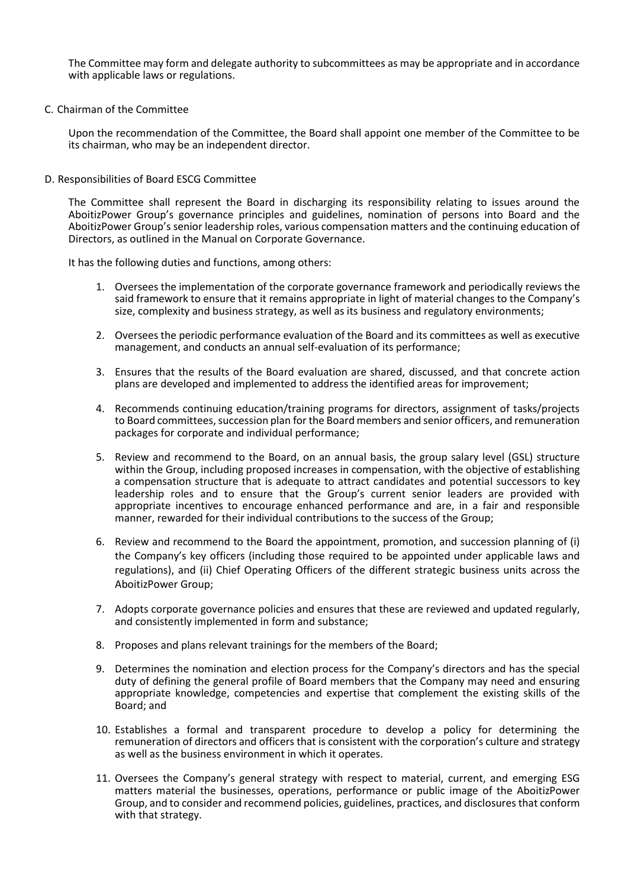The Committee may form and delegate authority to subcommittees as may be appropriate and in accordance with applicable laws or regulations.

C. Chairman of the Committee

Upon the recommendation of the Committee, the Board shall appoint one member of the Committee to be its chairman, who may be an independent director.

D. Responsibilities of Board ESCG Committee

The Committee shall represent the Board in discharging its responsibility relating to issues around the AboitizPower Group's governance principles and guidelines, nomination of persons into Board and the AboitizPower Group's senior leadership roles, various compensation matters and the continuing education of Directors, as outlined in the Manual on Corporate Governance.

It has the following duties and functions, among others:

1. Oversees the implementation of the corporate governance framework and periodically reviews the said framework to ensure that it remains appropriate in light of material changes to the Company's size, complexity and business strategy, as well as its business and regulatory environments;

2. Oversees the periodic performance evaluation of the Board and its committees as well as executive management, and conducts an annual self-evaluation of its performance;

3. Ensures that the results of the Board evaluation are shared, discussed, and that concrete action plans are developed and implemented to address the identified areas for improvement;

4. Recommends continuing education/training programs for directors, assignment of tasks/projects to Board committees, succession plan for the Board members and senior officers, and remuneration packages for corporate and individual performance;

5. Review and recommend to the Board, on an annual basis, the group salary level (GSL) structure within the Group, including proposed increases in compensation, with the objective of establishing a compensation structure that is adequate to attract candidates and potential successors to key leadership roles and to ensure that the Group's current senior leaders are provided with appropriate incentives to encourage enhanced performance and are, in a fair and responsible manner, rewarded for their individual contributions to the success of the Group;

6. Review and recommend to the Board the appointment, promotion, and succession planning of (i) the Company's key officers (including those required to be appointed under applicable laws and regulations), and (ii) Chief Operating Officers of the different strategic business units across the AboitizPower Group;

7. Adopts corporate governance policies and ensures that these are reviewed and updated regularly, and consistently implemented in form and substance;

8. Proposes and plans relevant trainings for the members of the Board;

9. Determines the nomination and election process for the Company's directors and has the special duty of defining the general profile of Board members that the Company may need and ensuring appropriate knowledge, competencies and expertise that complement the existing skills of the Board; and

10. Establishes a formal and transparent procedure to develop a policy for determining the remuneration of directors and officers that is consistent with the corporation's culture and strategy as well as the business environment in which it operates.

11. Oversees the Company's general strategy with respect to material, current, and emerging ESG matters material the businesses, operations, performance or public image of the AboitizPower Group, and to consider and recommend policies, guidelines, practices, and disclosures that conform with that strategy.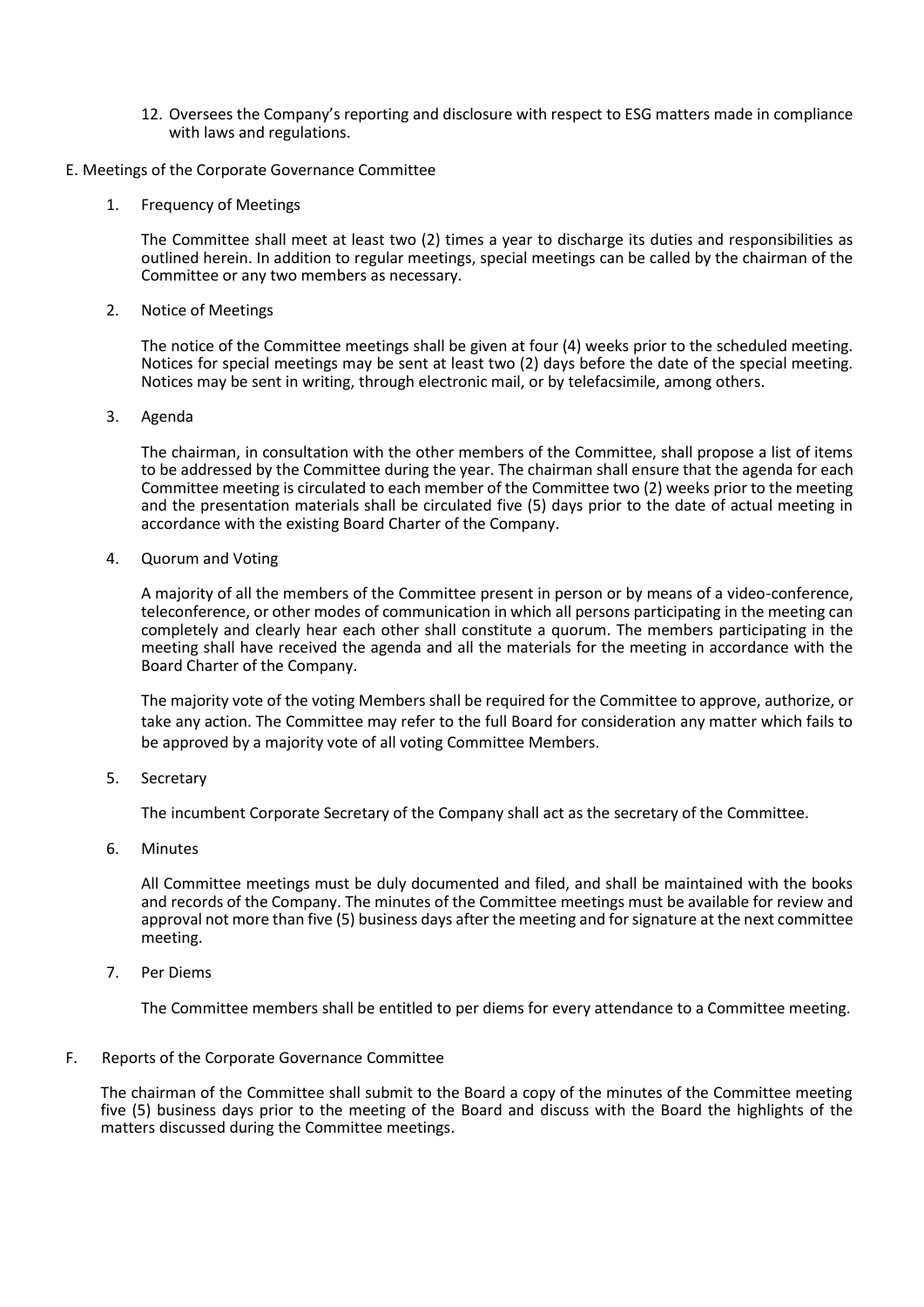12. Oversees the Company's reporting and disclosure with respect to ESG matters made in compliance with laws and regulations.

## E. Meetings of the Corporate Governance Committee

1. Frequency of Meetings

   The Committee shall meet at least two (2) times a year to discharge its duties and responsibilities as outlined herein. In addition to regular meetings, special meetings can be called by the chairman of the Committee or any two members as necessary.

2. Notice of Meetings

   The notice of the Committee meetings shall be given at four (4) weeks prior to the scheduled meeting. Notices for special meetings may be sent at least two (2) days before the date of the special meeting. Notices may be sent in writing, through electronic mail, or by telefacsimile, among others.

3. Agenda

   The chairman, in consultation with the other members of the Committee, shall propose a list of items to be addressed by the Committee during the year. The chairman shall ensure that the agenda for each Committee meeting is circulated to each member of the Committee two (2) weeks prior to the meeting and the presentation materials shall be circulated five (5) days prior to the date of actual meeting in accordance with the existing Board Charter of the Company.

4. Quorum and Voting

   A majority of all the members of the Committee present in person or by means of a video-conference, teleconference, or other modes of communication in which all persons participating in the meeting can completely and clearly hear each other shall constitute a quorum. The members participating in the meeting shall have received the agenda and all the materials for the meeting in accordance with the Board Charter of the Company.

   The majority vote of the voting Members shall be required for the Committee to approve, authorize, or take any action. The Committee may refer to the full Board for consideration any matter which fails to be approved by a majority vote of all voting Committee Members.

5. Secretary

   The incumbent Corporate Secretary of the Company shall act as the secretary of the Committee.

6. Minutes

   All Committee meetings must be duly documented and filed, and shall be maintained with the books and records of the Company. The minutes of the Committee meetings must be available for review and approval not more than five (5) business days after the meeting and for signature at the next committee meeting.

7. Per Diems

   The Committee members shall be entitled to per diems for every attendance to a Committee meeting.

## F. Reports of the Corporate Governance Committee

The chairman of the Committee shall submit to the Board a copy of the minutes of the Committee meeting five (5) business days prior to the meeting of the Board and discuss with the Board the highlights of the matters discussed during the Committee meetings.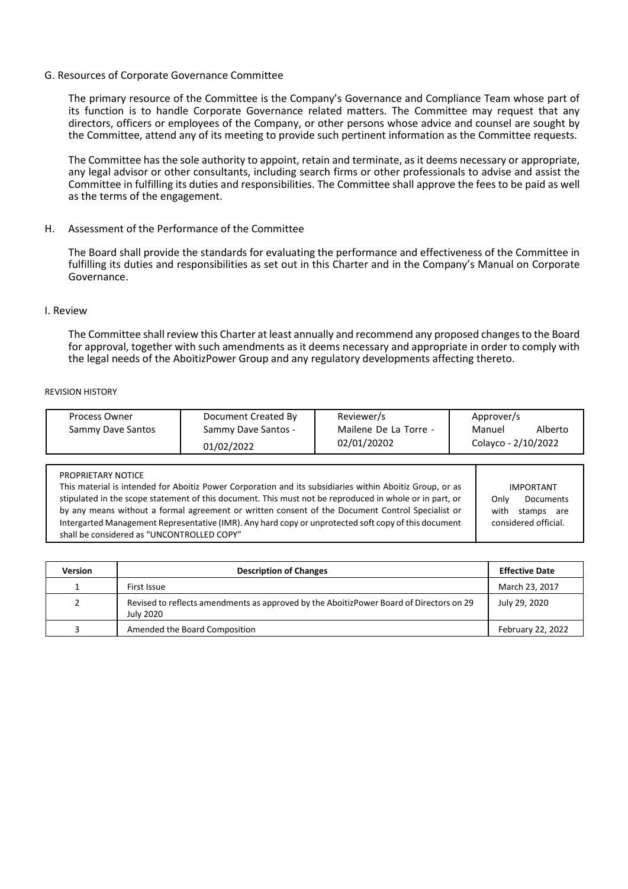G. Resources of Corporate Governance Committee

The primary resource of the Committee is the Company's Governance and Compliance Team whose part of its function is to handle Corporate Governance related matters. The Committee may request that any directors, officers or employees of the Company, or other persons whose advice and counsel are sought by the Committee, attend any of its meeting to provide such pertinent information as the Committee requests.

The Committee has the sole authority to appoint, retain and terminate, as it deems necessary or appropriate, any legal advisor or other consultants, including search firms or other professionals to advise and assist the Committee in fulfilling its duties and responsibilities. The Committee shall approve the fees to be paid as well as the terms of the engagement.

H. Assessment of the Performance of the Committee

The Board shall provide the standards for evaluating the performance and effectiveness of the Committee in fulfilling its duties and responsibilities as set out in this Charter and in the Company's Manual on Corporate Governance.

I. Review

The Committee shall review this Charter at least annually and recommend any proposed changes to the Board for approval, together with such amendments as it deems necessary and appropriate in order to comply with the legal needs of the AboitizPower Group and any regulatory developments affecting thereto.

REVISION HISTORY

| Process Owner | Document Created By | Reviewer/s | Approver/s |
|---|---|---|---|
| Sammy Dave Santos | Sammy Dave Santos - 01/02/2022 | Mailene De La Torre - 02/01/20202 | Manuel Alberto Colayco - 2/10/2022 |

| | |
|---|---|
| PROPRIETARY NOTICE<br>This material is intended for Aboitiz Power Corporation and its subsidiaries within Aboitiz Group, or as stipulated in the scope statement of this document. This must not be reproduced in whole or in part, or by any means without a formal agreement or written consent of the Document Control Specialist or Intergarted Management Representative (IMR). Any hard copy or unprotected soft copy of this document shall be considered as "UNCONTROLLED COPY" | IMPORTANT<br>Only Documents with stamps are considered official. |

| Version | Description of Changes | Effective Date |
|---|---|---|
| 1 | First Issue | March 23, 2017 |
| 2 | Revised to reflects amendments as approved by the AboitizPower Board of Directors on 29 July 2020 | July 29, 2020 |
| 3 | Amended the Board Composition | February 22, 2022 |